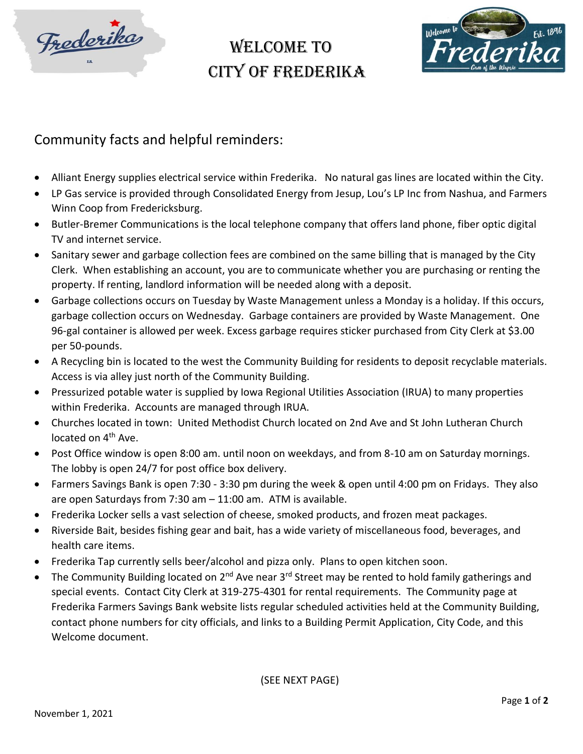# WELCOME TO CITY OF FREDERIKA

## Community facts and helpful reminders:

- Alliant Energy supplies electrical service within Frederika. No natural gas lines are located within the City.
- LP Gas service is provided through Consolidated Energy from Jesup, Lou's LP Inc from Nashua, and Farmers Winn Coop from Fredericksburg.
- Butler-Bremer Communications is the local telephone company that offers land phone, fiber optic digital TV and internet service.
- Sanitary sewer and garbage collection fees are combined on the same billing that is managed by the City Clerk. When establishing an account, you are to communicate whether you are purchasing or renting the property. If renting, landlord information will be needed along with a deposit.
- Garbage collections occurs on Tuesday by Waste Management unless a Monday is a holiday. If this occurs, garbage collection occurs on Wednesday. Garbage containers are provided by Waste Management. One 96-gal container is allowed per week. Excess garbage requires sticker purchased from City Clerk at $3.00 per 50-pounds.
- A Recycling bin is located to the west the Community Building for residents to deposit recyclable materials. Access is via alley just north of the Community Building.
- Pressurized potable water is supplied by Iowa Regional Utilities Association (IRUA) to many properties within Frederika. Accounts are managed through IRUA.
- Churches located in town: United Methodist Church located on 2nd Ave and St John Lutheran Church located on 4th Ave.
- Post Office window is open 8:00 am. until noon on weekdays, and from 8-10 am on Saturday mornings. The lobby is open 24/7 for post office box delivery.
- Farmers Savings Bank is open 7:30 - 3:30 pm during the week & open until 4:00 pm on Fridays. They also are open Saturdays from 7:30 am – 11:00 am. ATM is available.
- Frederika Locker sells a vast selection of cheese, smoked products, and frozen meat packages.
- Riverside Bait, besides fishing gear and bait, has a wide variety of miscellaneous food, beverages, and health care items.
- Frederika Tap currently sells beer/alcohol and pizza only. Plans to open kitchen soon.
- The Community Building located on 2nd Ave near 3rd Street may be rented to hold family gatherings and special events. Contact City Clerk at 319-275-4301 for rental requirements. The Community page at Frederika Farmers Savings Bank website lists regular scheduled activities held at the Community Building, contact phone numbers for city officials, and links to a Building Permit Application, City Code, and this Welcome document.

(SEE NEXT PAGE)

November 1, 2021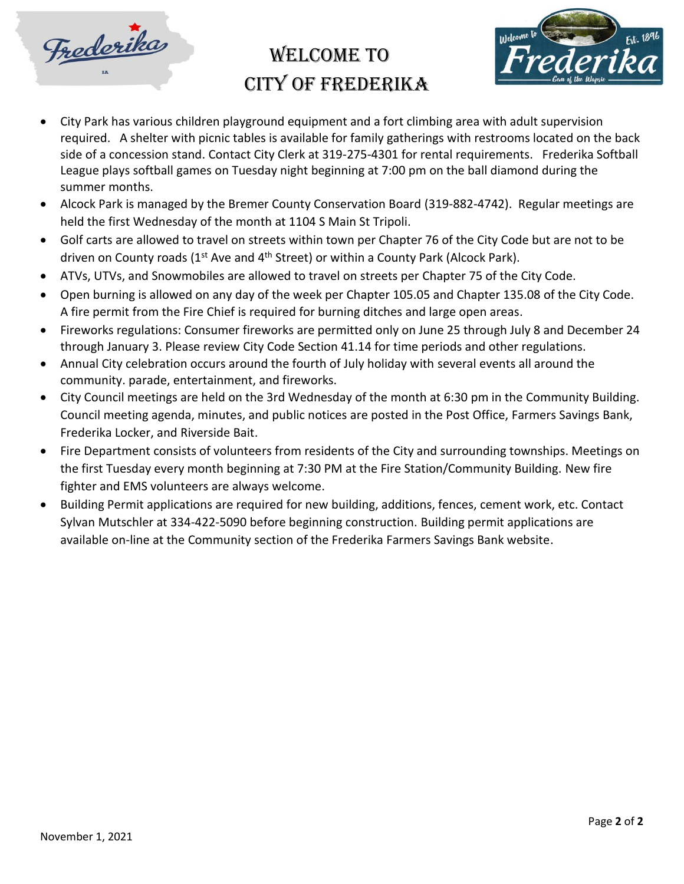# Welcome to City of Frederika

- City Park has various children playground equipment and a fort climbing area with adult supervision required. A shelter with picnic tables is available for family gatherings with restrooms located on the back side of a concession stand. Contact City Clerk at 319-275-4301 for rental requirements. Frederika Softball League plays softball games on Tuesday night beginning at 7:00 pm on the ball diamond during the summer months.
- Alcock Park is managed by the Bremer County Conservation Board (319-882-4742). Regular meetings are held the first Wednesday of the month at 1104 S Main St Tripoli.
- Golf carts are allowed to travel on streets within town per Chapter 76 of the City Code but are not to be driven on County roads (1st Ave and 4th Street) or within a County Park (Alcock Park).
- ATVs, UTVs, and Snowmobiles are allowed to travel on streets per Chapter 75 of the City Code.
- Open burning is allowed on any day of the week per Chapter 105.05 and Chapter 135.08 of the City Code. A fire permit from the Fire Chief is required for burning ditches and large open areas.
- Fireworks regulations: Consumer fireworks are permitted only on June 25 through July 8 and December 24 through January 3. Please review City Code Section 41.14 for time periods and other regulations.
- Annual City celebration occurs around the fourth of July holiday with several events all around the community. parade, entertainment, and fireworks.
- City Council meetings are held on the 3rd Wednesday of the month at 6:30 pm in the Community Building. Council meeting agenda, minutes, and public notices are posted in the Post Office, Farmers Savings Bank, Frederika Locker, and Riverside Bait.
- Fire Department consists of volunteers from residents of the City and surrounding townships. Meetings on the first Tuesday every month beginning at 7:30 PM at the Fire Station/Community Building. New fire fighter and EMS volunteers are always welcome.
- Building Permit applications are required for new building, additions, fences, cement work, etc. Contact Sylvan Mutschler at 334-422-5090 before beginning construction. Building permit applications are available on-line at the Community section of the Frederika Farmers Savings Bank website.

November 1, 2021